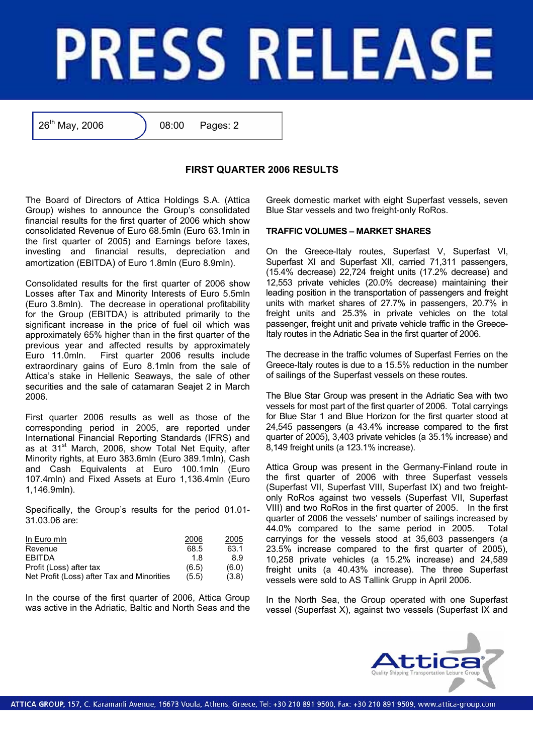# PRESS RELEASE

26th May, 2006 | 08:00 | Pages: 2

## FIRST QUARTER 2006 RESULTS

The Board of Directors of Attica Holdings S.A. (Attica Group) wishes to announce the Group's consolidated financial results for the first quarter of 2006 which show consolidated Revenue of Euro 68.5mln (Euro 63.1mln in the first quarter of 2005) and Earnings before taxes, investing and financial results, depreciation and amortization (EBITDA) of Euro 1.8mln (Euro 8.9mln).

Consolidated results for the first quarter of 2006 show Losses after Tax and Minority Interests of Euro 5.5mln (Euro 3.8mln). The decrease in operational profitability for the Group (EBITDA) is attributed primarily to the significant increase in the price of fuel oil which was approximately 65% higher than in the first quarter of the previous year and affected results by approximately Euro 11.0mln. First quarter 2006 results include extraordinary gains of Euro 8.1mln from the sale of Attica's stake in Hellenic Seaways, the sale of other securities and the sale of catamaran Seajet 2 in March 2006.

First quarter 2006 results as well as those of the corresponding period in 2005, are reported under International Financial Reporting Standards (IFRS) and as at 31st March, 2006, show Total Net Equity, after Minority rights, at Euro 383.6mln (Euro 389.1mln), Cash and Cash Equivalents at Euro 100.1mln (Euro 107.4mln) and Fixed Assets at Euro 1,136.4mln (Euro 1,146.9mln).

Specifically, the Group's results for the period 01.01-31.03.06 are:

| In Euro mln | 2006 | 2005 |
|---|---|---|
| Revenue | 68.5 | 63.1 |
| EBITDA | 1.8 | 8.9 |
| Profit (Loss) after tax | (6.5) | (6.0) |
| Net Profit (Loss) after Tax and Minorities | (5.5) | (3.8) |

In the course of the first quarter of 2006, Attica Group was active in the Adriatic, Baltic and North Seas and the Greek domestic market with eight Superfast vessels, seven Blue Star vessels and two freight-only RoRos.

**TRAFFIC VOLUMES – MARKET SHARES**

On the Greece-Italy routes, Superfast V, Superfast VI, Superfast XI and Superfast XII, carried 71,311 passengers, (15.4% decrease) 22,724 freight units (17.2% decrease) and 12,553 private vehicles (20.0% decrease) maintaining their leading position in the transportation of passengers and freight units with market shares of 27.7% in passengers, 20.7% in freight units and 25.3% in private vehicles on the total passenger, freight unit and private vehicle traffic in the Greece-Italy routes in the Adriatic Sea in the first quarter of 2006.

The decrease in the traffic volumes of Superfast Ferries on the Greece-Italy routes is due to a 15.5% reduction in the number of sailings of the Superfast vessels on these routes.

The Blue Star Group was present in the Adriatic Sea with two vessels for most part of the first quarter of 2006. Total carryings for Blue Star 1 and Blue Horizon for the first quarter stood at 24,545 passengers (a 43.4% increase compared to the first quarter of 2005), 3,403 private vehicles (a 35.1% increase) and 8,149 freight units (a 123.1% increase).

Attica Group was present in the Germany-Finland route in the first quarter of 2006 with three Superfast vessels (Superfast VII, Superfast VIII, Superfast IX) and two freight-only RoRos against two vessels (Superfast VII, Superfast VIII) and two RoRos in the first quarter of 2005. In the first quarter of 2006 the vessels' number of sailings increased by 44.0% compared to the same period in 2005. Total carryings for the vessels stood at 35,603 passengers (a 23.5% increase compared to the first quarter of 2005), 10,258 private vehicles (a 15.2% increase) and 24,589 freight units (a 40.43% increase). The three Superfast vessels were sold to AS Tallink Grupp in April 2006.

In the North Sea, the Group operated with one Superfast vessel (Superfast X), against two vessels (Superfast IX and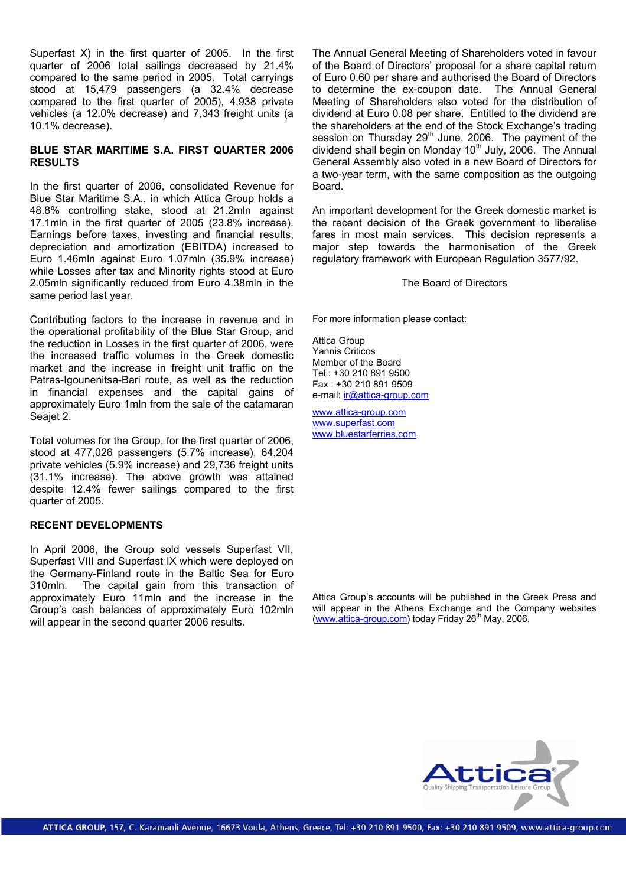Superfast X) in the first quarter of 2005. In the first quarter of 2006 total sailings decreased by 21.4% compared to the same period in 2005. Total carryings stood at 15,479 passengers (a 32.4% decrease compared to the first quarter of 2005), 4,938 private vehicles (a 12.0% decrease) and 7,343 freight units (a 10.1% decrease).

**BLUE STAR MARITIME S.A. FIRST QUARTER 2006 RESULTS**

In the first quarter of 2006, consolidated Revenue for Blue Star Maritime S.A., in which Attica Group holds a 48.8% controlling stake, stood at 21.2mln against 17.1mln in the first quarter of 2005 (23.8% increase). Earnings before taxes, investing and financial results, depreciation and amortization (EBITDA) increased to Euro 1.46mln against Euro 1.07mln (35.9% increase) while Losses after tax and Minority rights stood at Euro 2.05mln significantly reduced from Euro 4.38mln in the same period last year.

Contributing factors to the increase in revenue and in the operational profitability of the Blue Star Group, and the reduction in Losses in the first quarter of 2006, were the increased traffic volumes in the Greek domestic market and the increase in freight unit traffic on the Patras-Igounenitsa-Bari route, as well as the reduction in financial expenses and the capital gains of approximately Euro 1mln from the sale of the catamaran Seajet 2.

Total volumes for the Group, for the first quarter of 2006, stood at 477,026 passengers (5.7% increase), 64,204 private vehicles (5.9% increase) and 29,736 freight units (31.1% increase). The above growth was attained despite 12.4% fewer sailings compared to the first quarter of 2005.

**RECENT DEVELOPMENTS**

In April 2006, the Group sold vessels Superfast VII, Superfast VIII and Superfast IX which were deployed on the Germany-Finland route in the Baltic Sea for Euro 310mln. The capital gain from this transaction of approximately Euro 11mln and the increase in the Group's cash balances of approximately Euro 102mln will appear in the second quarter 2006 results.

The Annual General Meeting of Shareholders voted in favour of the Board of Directors' proposal for a share capital return of Euro 0.60 per share and authorised the Board of Directors to determine the ex-coupon date. The Annual General Meeting of Shareholders also voted for the distribution of dividend at Euro 0.08 per share. Entitled to the dividend are the shareholders at the end of the Stock Exchange's trading session on Thursday 29th June, 2006. The payment of the dividend shall begin on Monday 10th July, 2006. The Annual General Assembly also voted in a new Board of Directors for a two-year term, with the same composition as the outgoing Board.

An important development for the Greek domestic market is the recent decision of the Greek government to liberalise fares in most main services. This decision represents a major step towards the harmonisation of the Greek regulatory framework with European Regulation 3577/92.

The Board of Directors

For more information please contact:

Attica Group
Yannis Criticos
Member of the Board
Tel.: +30 210 891 9500
Fax : +30 210 891 9509
e-mail: ir@attica-group.com

www.attica-group.com
www.superfast.com
www.bluestarferries.com

Attica Group's accounts will be published in the Greek Press and will appear in the Athens Exchange and the Company websites (www.attica-group.com) today Friday 26th May, 2006.

Attica®
Quality Shipping Transportation Leisure Group

ATTICA GROUP, 157, C. Karamanli Avenue, 16673 Voula, Athens, Greece, Tel: +30 210 891 9500, Fax: +30 210 891 9509, www.attica-group.com